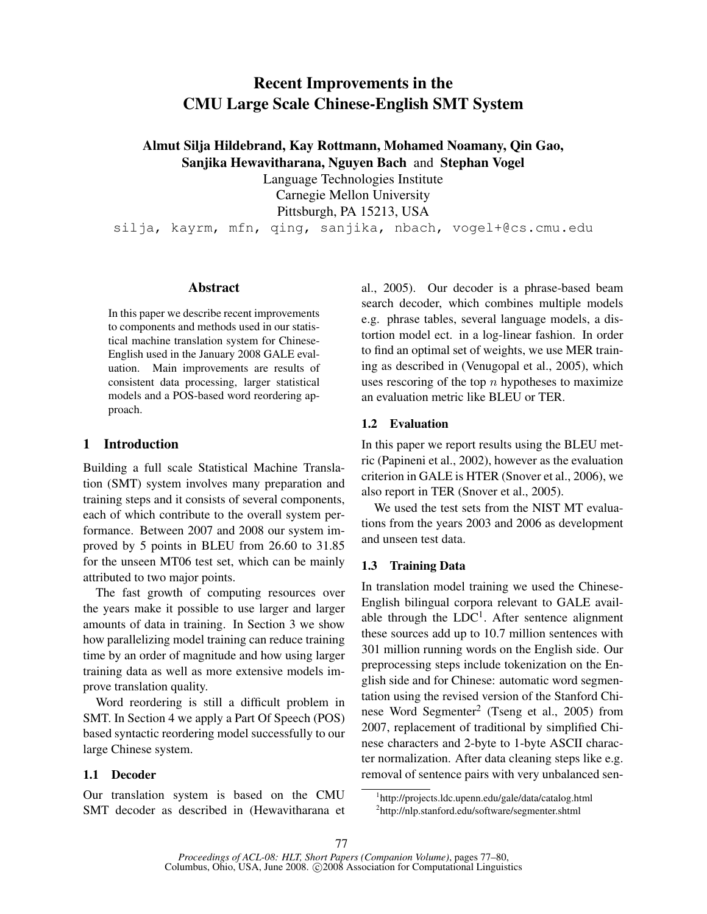# Recent Improvements in the CMU Large Scale Chinese-English SMT System

**Almut Silja Hildebrand, Kay Rottmann, Mohamed Noamany, Qin Gao, Sanjika Hewavitharana, Nguyen Bach** and **Stephan Vogel**

Language Technologies Institute
Carnegie Mellon University
Pittsburgh, PA 15213, USA

silja, kayrm, mfn, qing, sanjika, nbach, vogel+@cs.cmu.edu

## Abstract

In this paper we describe recent improvements to components and methods used in our statistical machine translation system for Chinese-English used in the January 2008 GALE evaluation. Main improvements are results of consistent data processing, larger statistical models and a POS-based word reordering approach.

## 1 Introduction

Building a full scale Statistical Machine Translation (SMT) system involves many preparation and training steps and it consists of several components, each of which contribute to the overall system performance. Between 2007 and 2008 our system improved by 5 points in BLEU from 26.60 to 31.85 for the unseen MT06 test set, which can be mainly attributed to two major points.

The fast growth of computing resources over the years make it possible to use larger and larger amounts of data in training. In Section 3 we show how parallelizing model training can reduce training time by an order of magnitude and how using larger training data as well as more extensive models improve translation quality.

Word reordering is still a difficult problem in SMT. In Section 4 we apply a Part Of Speech (POS) based syntactic reordering model successfully to our large Chinese system.

### 1.1 Decoder

Our translation system is based on the CMU SMT decoder as described in (Hewavitharana et al., 2005). Our decoder is a phrase-based beam search decoder, which combines multiple models e.g. phrase tables, several language models, a distortion model ect. in a log-linear fashion. In order to find an optimal set of weights, we use MER training as described in (Venugopal et al., 2005), which uses rescoring of the top $n$ hypotheses to maximize an evaluation metric like BLEU or TER.

### 1.2 Evaluation

In this paper we report results using the BLEU metric (Papineni et al., 2002), however as the evaluation criterion in GALE is HTER (Snover et al., 2006), we also report in TER (Snover et al., 2005).

We used the test sets from the NIST MT evaluations from the years 2003 and 2006 as development and unseen test data.

### 1.3 Training Data

In translation model training we used the Chinese-English bilingual corpora relevant to GALE available through the LDC[1]. After sentence alignment these sources add up to 10.7 million sentences with 301 million running words on the English side. Our preprocessing steps include tokenization on the English side and for Chinese: automatic word segmentation using the revised version of the Stanford Chinese Word Segmenter[2] (Tseng et al., 2005) from 2007, replacement of traditional by simplified Chinese characters and 2-byte to 1-byte ASCII character normalization. After data cleaning steps like e.g. removal of sentence pairs with very unbalanced sen-

[1] http://projects.ldc.upenn.edu/gale/data/catalog.html

[2] http://nlp.stanford.edu/software/segmenter.shtml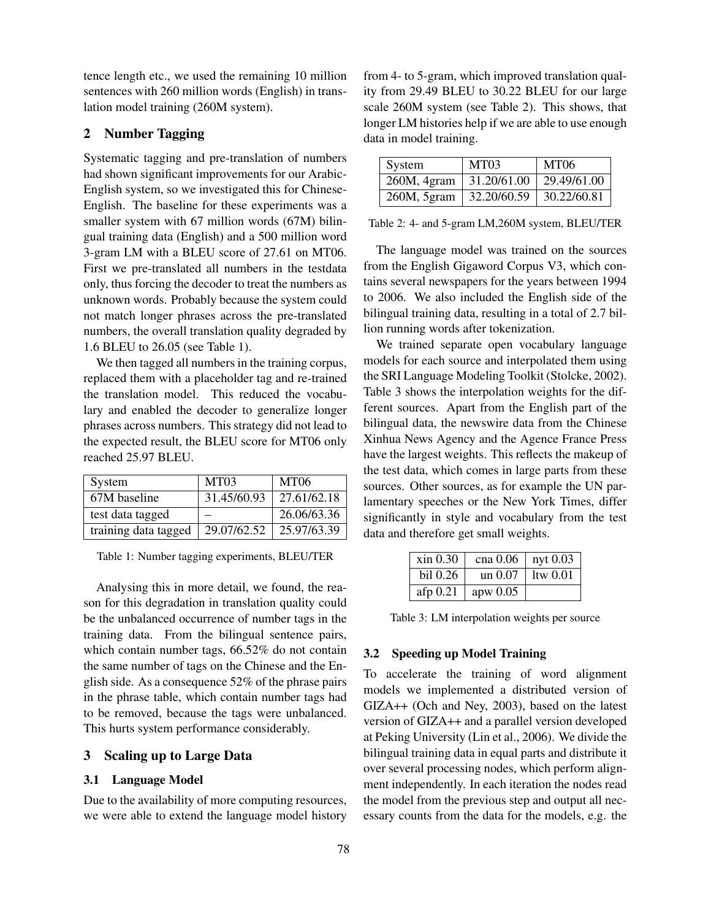tence length etc., we used the remaining 10 million sentences with 260 million words (English) in translation model training (260M system).

## 2 Number Tagging

Systematic tagging and pre-translation of numbers had shown significant improvements for our Arabic-English system, so we investigated this for Chinese-English. The baseline for these experiments was a smaller system with 67 million words (67M) bilingual training data (English) and a 500 million word 3-gram LM with a BLEU score of 27.61 on MT06. First we pre-translated all numbers in the testdata only, thus forcing the decoder to treat the numbers as unknown words. Probably because the system could not match longer phrases across the pre-translated numbers, the overall translation quality degraded by 1.6 BLEU to 26.05 (see Table 1).

We then tagged all numbers in the training corpus, replaced them with a placeholder tag and re-trained the translation model. This reduced the vocabulary and enabled the decoder to generalize longer phrases across numbers. This strategy did not lead to the expected result, the BLEU score for MT06 only reached 25.97 BLEU.

| System | MT03 | MT06 |
|---|---|---|
| 67M baseline | 31.45/60.93 | 27.61/62.18 |
| test data tagged | – | 26.06/63.36 |
| training data tagged | 29.07/62.52 | 25.97/63.39 |

Table 1: Number tagging experiments, BLEU/TER

Analysing this in more detail, we found, the reason for this degradation in translation quality could be the unbalanced occurrence of number tags in the training data. From the bilingual sentence pairs, which contain number tags, 66.52% do not contain the same number of tags on the Chinese and the English side. As a consequence 52% of the phrase pairs in the phrase table, which contain number tags had to be removed, because the tags were unbalanced. This hurts system performance considerably.

## 3 Scaling up to Large Data

### 3.1 Language Model

Due to the availability of more computing resources, we were able to extend the language model history from 4- to 5-gram, which improved translation quality from 29.49 BLEU to 30.22 BLEU for our large scale 260M system (see Table 2). This shows, that longer LM histories help if we are able to use enough data in model training.

| System | MT03 | MT06 |
|---|---|---|
| 260M, 4gram | 31.20/61.00 | 29.49/61.00 |
| 260M, 5gram | 32.20/60.59 | 30.22/60.81 |

Table 2: 4- and 5-gram LM,260M system, BLEU/TER

The language model was trained on the sources from the English Gigaword Corpus V3, which contains several newspapers for the years between 1994 to 2006. We also included the English side of the bilingual training data, resulting in a total of 2.7 billion running words after tokenization.

We trained separate open vocabulary language models for each source and interpolated them using the SRI Language Modeling Toolkit (Stolcke, 2002). Table 3 shows the interpolation weights for the different sources. Apart from the English part of the bilingual data, the newswire data from the Chinese Xinhua News Agency and the Agence France Press have the largest weights. This reflects the makeup of the test data, which comes in large parts from these sources. Other sources, as for example the UN parlamentary speeches or the New York Times, differ significantly in style and vocabulary from the test data and therefore get small weights.

| | | |
|---|---|---|
| xin 0.30 | cna 0.06 | nyt 0.03 |
| bil 0.26 | un 0.07 | ltw 0.01 |
| afp 0.21 | apw 0.05 | |

Table 3: LM interpolation weights per source

### 3.2 Speeding up Model Training

To accelerate the training of word alignment models we implemented a distributed version of GIZA++ (Och and Ney, 2003), based on the latest version of GIZA++ and a parallel version developed at Peking University (Lin et al., 2006). We divide the bilingual training data in equal parts and distribute it over several processing nodes, which perform alignment independently. In each iteration the nodes read the model from the previous step and output all necessary counts from the data for the models, e.g. the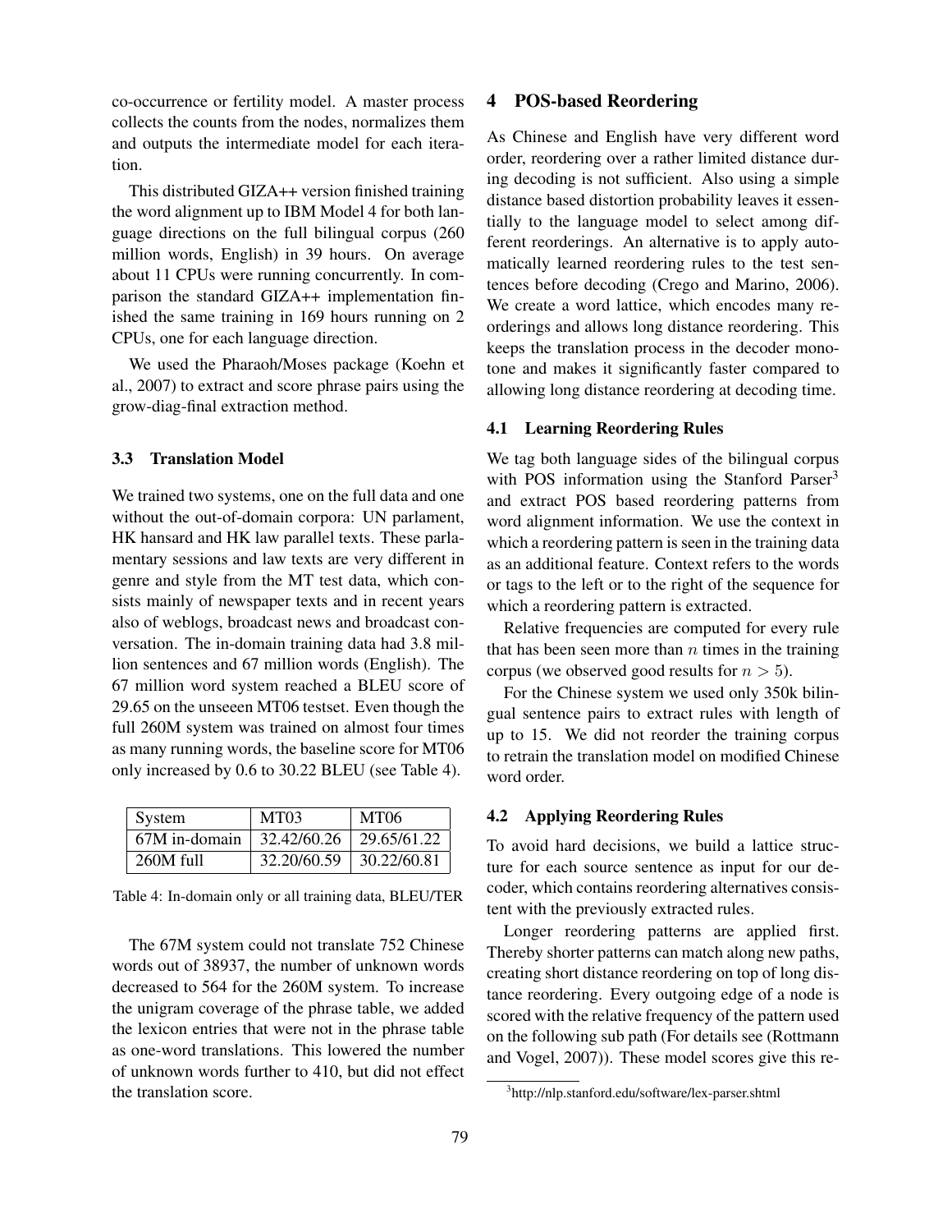co-occurrence or fertility model. A master process collects the counts from the nodes, normalizes them and outputs the intermediate model for each iteration.

This distributed GIZA++ version finished training the word alignment up to IBM Model 4 for both language directions on the full bilingual corpus (260 million words, English) in 39 hours. On average about 11 CPUs were running concurrently. In comparison the standard GIZA++ implementation finished the same training in 169 hours running on 2 CPUs, one for each language direction.

We used the Pharaoh/Moses package (Koehn et al., 2007) to extract and score phrase pairs using the grow-diag-final extraction method.

### 3.3 Translation Model

We trained two systems, one on the full data and one without the out-of-domain corpora: UN parlament, HK hansard and HK law parallel texts. These parlamentary sessions and law texts are very different in genre and style from the MT test data, which consists mainly of newspaper texts and in recent years also of weblogs, broadcast news and broadcast conversation. The in-domain training data had 3.8 million sentences and 67 million words (English). The 67 million word system reached a BLEU score of 29.65 on the unseeen MT06 testset. Even though the full 260M system was trained on almost four times as many running words, the baseline score for MT06 only increased by 0.6 to 30.22 BLEU (see Table 4).

| System | MT03 | MT06 |
|---|---|---|
| 67M in-domain | 32.42/60.26 | 29.65/61.22 |
| 260M full | 32.20/60.59 | 30.22/60.81 |

Table 4: In-domain only or all training data, BLEU/TER

The 67M system could not translate 752 Chinese words out of 38937, the number of unknown words decreased to 564 for the 260M system. To increase the unigram coverage of the phrase table, we added the lexicon entries that were not in the phrase table as one-word translations. This lowered the number of unknown words further to 410, but did not effect the translation score.

## 4 POS-based Reordering

As Chinese and English have very different word order, reordering over a rather limited distance during decoding is not sufficient. Also using a simple distance based distortion probability leaves it essentially to the language model to select among different reorderings. An alternative is to apply automatically learned reordering rules to the test sentences before decoding (Crego and Marino, 2006). We create a word lattice, which encodes many reorderings and allows long distance reordering. This keeps the translation process in the decoder monotone and makes it significantly faster compared to allowing long distance reordering at decoding time.

### 4.1 Learning Reordering Rules

We tag both language sides of the bilingual corpus with POS information using the Stanford Parser[3] and extract POS based reordering patterns from word alignment information. We use the context in which a reordering pattern is seen in the training data as an additional feature. Context refers to the words or tags to the left or to the right of the sequence for which a reordering pattern is extracted.

Relative frequencies are computed for every rule that has been seen more than $n$ times in the training corpus (we observed good results for $n > 5$).

For the Chinese system we used only 350k bilingual sentence pairs to extract rules with length of up to 15. We did not reorder the training corpus to retrain the translation model on modified Chinese word order.

### 4.2 Applying Reordering Rules

To avoid hard decisions, we build a lattice structure for each source sentence as input for our decoder, which contains reordering alternatives consistent with the previously extracted rules.

Longer reordering patterns are applied first. Thereby shorter patterns can match along new paths, creating short distance reordering on top of long distance reordering. Every outgoing edge of a node is scored with the relative frequency of the pattern used on the following sub path (For details see (Rottmann and Vogel, 2007)). These model scores give this re-

[3]http://nlp.stanford.edu/software/lex-parser.shtml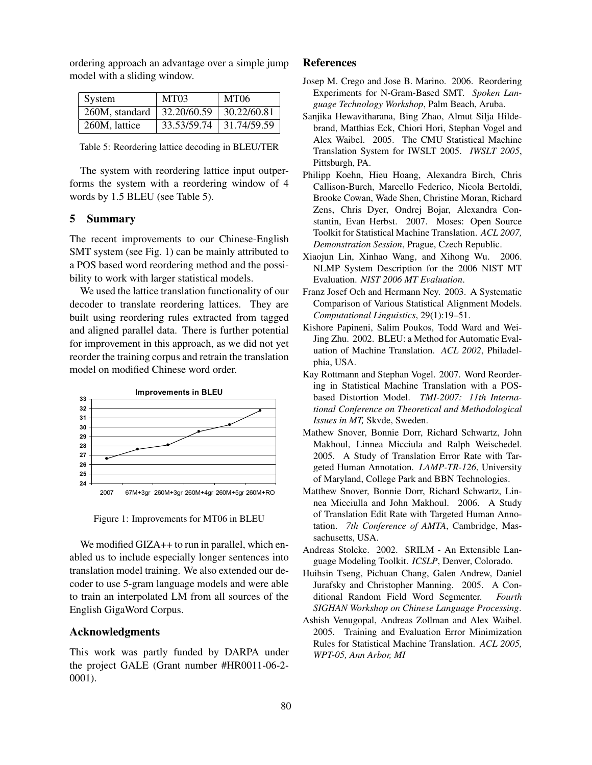ordering approach an advantage over a simple jump model with a sliding window.

| System | MT03 | MT06 |
| --- | --- | --- |
| 260M, standard | 32.20/60.59 | 30.22/60.81 |
| 260M, lattice | 33.53/59.74 | 31.74/59.59 |

Table 5: Reordering lattice decoding in BLEU/TER

The system with reordering lattice input outperforms the system with a reordering window of 4 words by 1.5 BLEU (see Table 5).

## 5 Summary

The recent improvements to our Chinese-English SMT system (see Fig. 1) can be mainly attributed to a POS based word reordering method and the possibility to work with larger statistical models.

We used the lattice translation functionality of our decoder to translate reordering lattices. They are built using reordering rules extracted from tagged and aligned parallel data. There is further potential for improvement in this approach, as we did not yet reorder the training corpus and retrain the translation model on modified Chinese word order.

Improvements in BLEU

33
32
31
30
29
28
27
26
25
24

2007 67M+3gr 260M+3gr 260M+4gr 260M+5gr 260M+RO

Figure 1: Improvements for MT06 in BLEU

We modified GIZA++ to run in parallel, which enabled us to include especially longer sentences into translation model training. We also extended our decoder to use 5-gram language models and were able to train an interpolated LM from all sources of the English GigaWord Corpus.

## Acknowledgments

This work was partly funded by DARPA under the project GALE (Grant number #HR0011-06-2-0001).

## References

Josep M. Crego and Jose B. Marino. 2006. Reordering Experiments for N-Gram-Based SMT. *Spoken Language Technology Workshop*, Palm Beach, Aruba.

Sanjika Hewavitharana, Bing Zhao, Almut Silja Hildebrand, Matthias Eck, Chiori Hori, Stephan Vogel and Alex Waibel. 2005. The CMU Statistical Machine Translation System for IWSLT 2005. *IWSLT 2005*, Pittsburgh, PA.

Philipp Koehn, Hieu Hoang, Alexandra Birch, Chris Callison-Burch, Marcello Federico, Nicola Bertoldi, Brooke Cowan, Wade Shen, Christine Moran, Richard Zens, Chris Dyer, Ondrej Bojar, Alexandra Constantin, Evan Herbst. 2007. Moses: Open Source Toolkit for Statistical Machine Translation. *ACL 2007, Demonstration Session*, Prague, Czech Republic.

Xiaojun Lin, Xinhao Wang, and Xihong Wu. 2006. NLMP System Description for the 2006 NIST MT Evaluation. *NIST 2006 MT Evaluation*.

Franz Josef Och and Hermann Ney. 2003. A Systematic Comparison of Various Statistical Alignment Models. *Computational Linguistics*, 29(1):19–51.

Kishore Papineni, Salim Poukos, Todd Ward and Wei-Jing Zhu. 2002. BLEU: a Method for Automatic Evaluation of Machine Translation. *ACL 2002*, Philadelphia, USA.

Kay Rottmann and Stephan Vogel. 2007. Word Reordering in Statistical Machine Translation with a POS-based Distortion Model. *TMI-2007: 11th International Conference on Theoretical and Methodological Issues in MT,* Skvde, Sweden.

Mathew Snover, Bonnie Dorr, Richard Schwartz, John Makhoul, Linnea Micciula and Ralph Weischedel. 2005. A Study of Translation Error Rate with Targeted Human Annotation. *LAMP-TR-126*, University of Maryland, College Park and BBN Technologies.

Matthew Snover, Bonnie Dorr, Richard Schwartz, Linnea Micciulla and John Makhoul. 2006. A Study of Translation Edit Rate with Targeted Human Annotation. *7th Conference of AMTA*, Cambridge, Massachusetts, USA.

Andreas Stolcke. 2002. SRILM - An Extensible Language Modeling Toolkit. *ICSLP*, Denver, Colorado.

Huihsin Tseng, Pichuan Chang, Galen Andrew, Daniel Jurafsky and Christopher Manning. 2005. A Conditional Random Field Word Segmenter. *Fourth SIGHAN Workshop on Chinese Language Processing*.

Ashish Venugopal, Andreas Zollman and Alex Waibel. 2005. Training and Evaluation Error Minimization Rules for Statistical Machine Translation. *ACL 2005, WPT-05, Ann Arbor, MI*